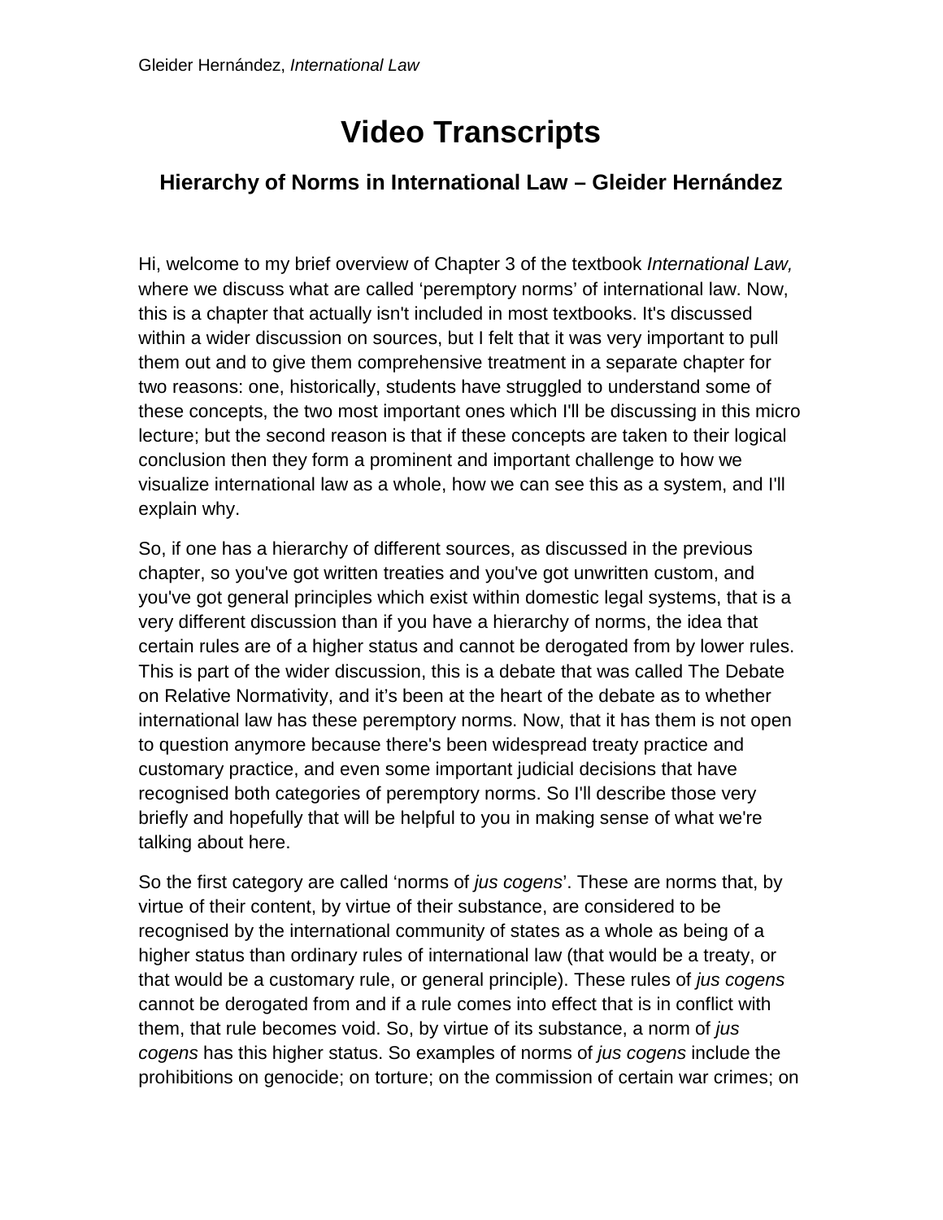# Video Transcripts

## Hierarchy of Norms in International Law – Gleider Hernández

Hi, welcome to my brief overview of Chapter 3 of the textbook *International Law,* where we discuss what are called 'peremptory norms' of international law. Now, this is a chapter that actually isn't included in most textbooks. It's discussed within a wider discussion on sources, but I felt that it was very important to pull them out and to give them comprehensive treatment in a separate chapter for two reasons: one, historically, students have struggled to understand some of these concepts, the two most important ones which I'll be discussing in this micro lecture; but the second reason is that if these concepts are taken to their logical conclusion then they form a prominent and important challenge to how we visualize international law as a whole, how we can see this as a system, and I'll explain why.

So, if one has a hierarchy of different sources, as discussed in the previous chapter, so you've got written treaties and you've got unwritten custom, and you've got general principles which exist within domestic legal systems, that is a very different discussion than if you have a hierarchy of norms, the idea that certain rules are of a higher status and cannot be derogated from by lower rules. This is part of the wider discussion, this is a debate that was called The Debate on Relative Normativity, and it's been at the heart of the debate as to whether international law has these peremptory norms. Now, that it has them is not open to question anymore because there's been widespread treaty practice and customary practice, and even some important judicial decisions that have recognised both categories of peremptory norms. So I'll describe those very briefly and hopefully that will be helpful to you in making sense of what we're talking about here.

So the first category are called 'norms of *jus cogens*'. These are norms that, by virtue of their content, by virtue of their substance, are considered to be recognised by the international community of states as a whole as being of a higher status than ordinary rules of international law (that would be a treaty, or that would be a customary rule, or general principle). These rules of *jus cogens* cannot be derogated from and if a rule comes into effect that is in conflict with them, that rule becomes void. So, by virtue of its substance, a norm of *jus cogens* has this higher status. So examples of norms of *jus cogens* include the prohibitions on genocide; on torture; on the commission of certain war crimes; on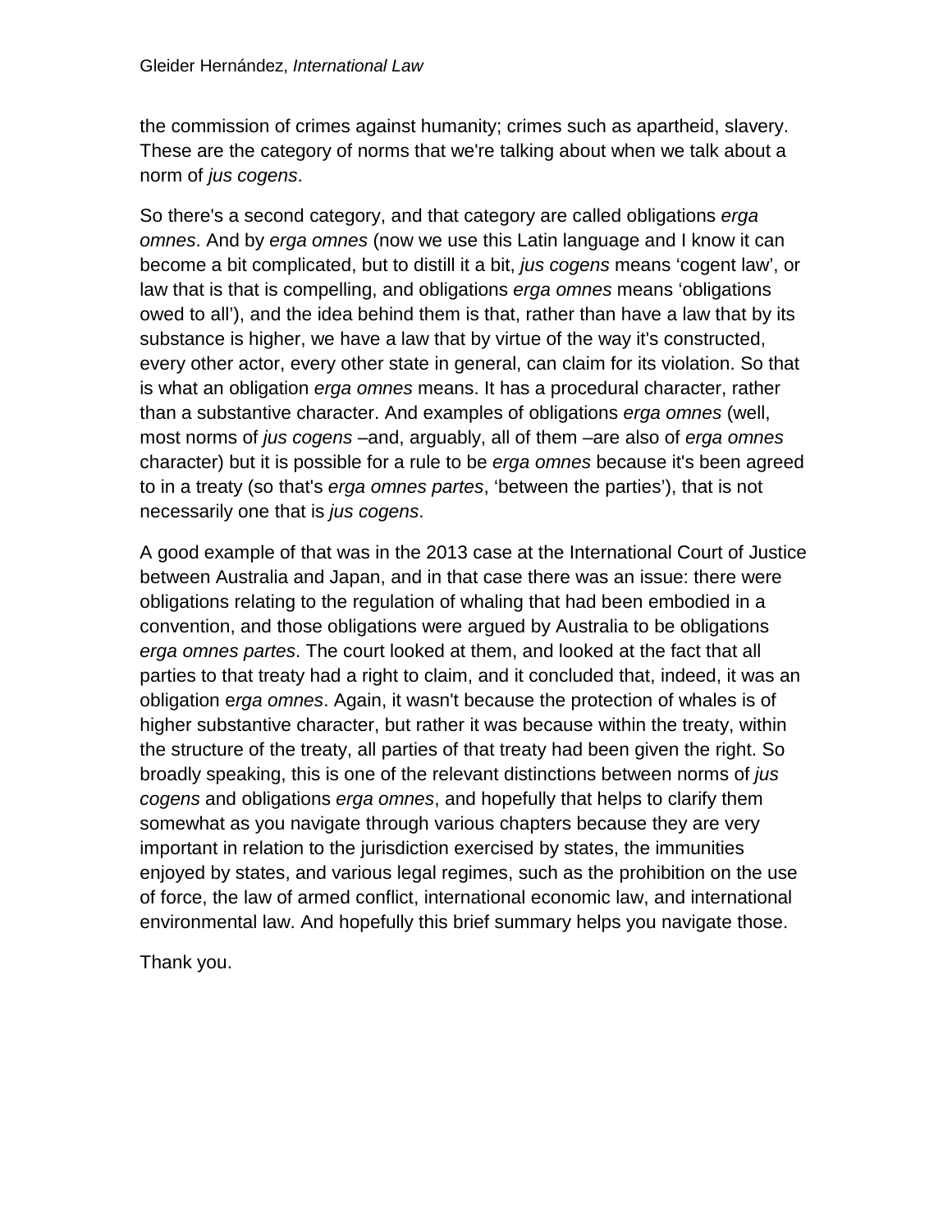the commission of crimes against humanity; crimes such as apartheid, slavery. These are the category of norms that we're talking about when we talk about a norm of *jus cogens*.

So there's a second category, and that category are called obligations *erga omnes*. And by *erga omnes* (now we use this Latin language and I know it can become a bit complicated, but to distill it a bit, *jus cogens* means 'cogent law', or law that is that is compelling, and obligations *erga omnes* means 'obligations owed to all'), and the idea behind them is that, rather than have a law that by its substance is higher, we have a law that by virtue of the way it's constructed, every other actor, every other state in general, can claim for its violation. So that is what an obligation *erga omnes* means. It has a procedural character, rather than a substantive character. And examples of obligations *erga omnes* (well, most norms of *jus cogens* –and, arguably, all of them –are also of *erga omnes* character) but it is possible for a rule to be *erga omnes* because it's been agreed to in a treaty (so that's *erga omnes partes*, 'between the parties'), that is not necessarily one that is *jus cogens*.

A good example of that was in the 2013 case at the International Court of Justice between Australia and Japan, and in that case there was an issue: there were obligations relating to the regulation of whaling that had been embodied in a convention, and those obligations were argued by Australia to be obligations *erga omnes partes*. The court looked at them, and looked at the fact that all parties to that treaty had a right to claim, and it concluded that, indeed, it was an obligation e*rga omnes*. Again, it wasn't because the protection of whales is of higher substantive character, but rather it was because within the treaty, within the structure of the treaty, all parties of that treaty had been given the right. So broadly speaking, this is one of the relevant distinctions between norms of *jus cogens* and obligations *erga omnes*, and hopefully that helps to clarify them somewhat as you navigate through various chapters because they are very important in relation to the jurisdiction exercised by states, the immunities enjoyed by states, and various legal regimes, such as the prohibition on the use of force, the law of armed conflict, international economic law, and international environmental law. And hopefully this brief summary helps you navigate those.

Thank you.